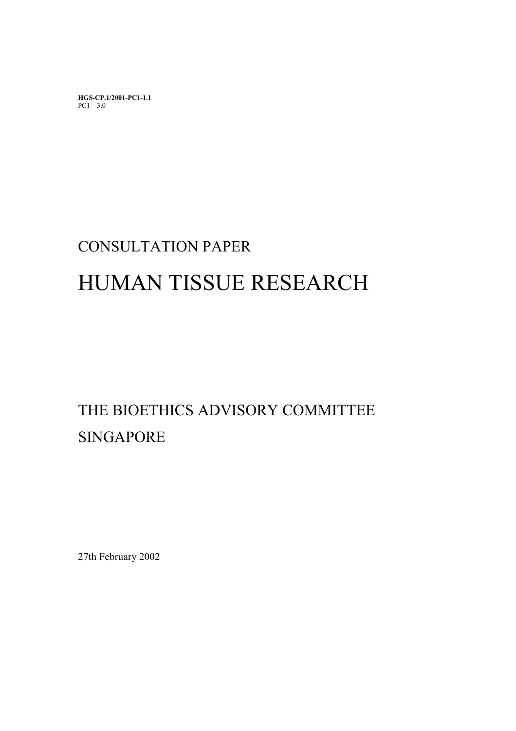**HGS-CP.1/2001-PC1-1.1**
PC1 – 3.0

CONSULTATION PAPER

# HUMAN TISSUE RESEARCH

THE BIOETHICS ADVISORY COMMITTEE
SINGAPORE

27th February 2002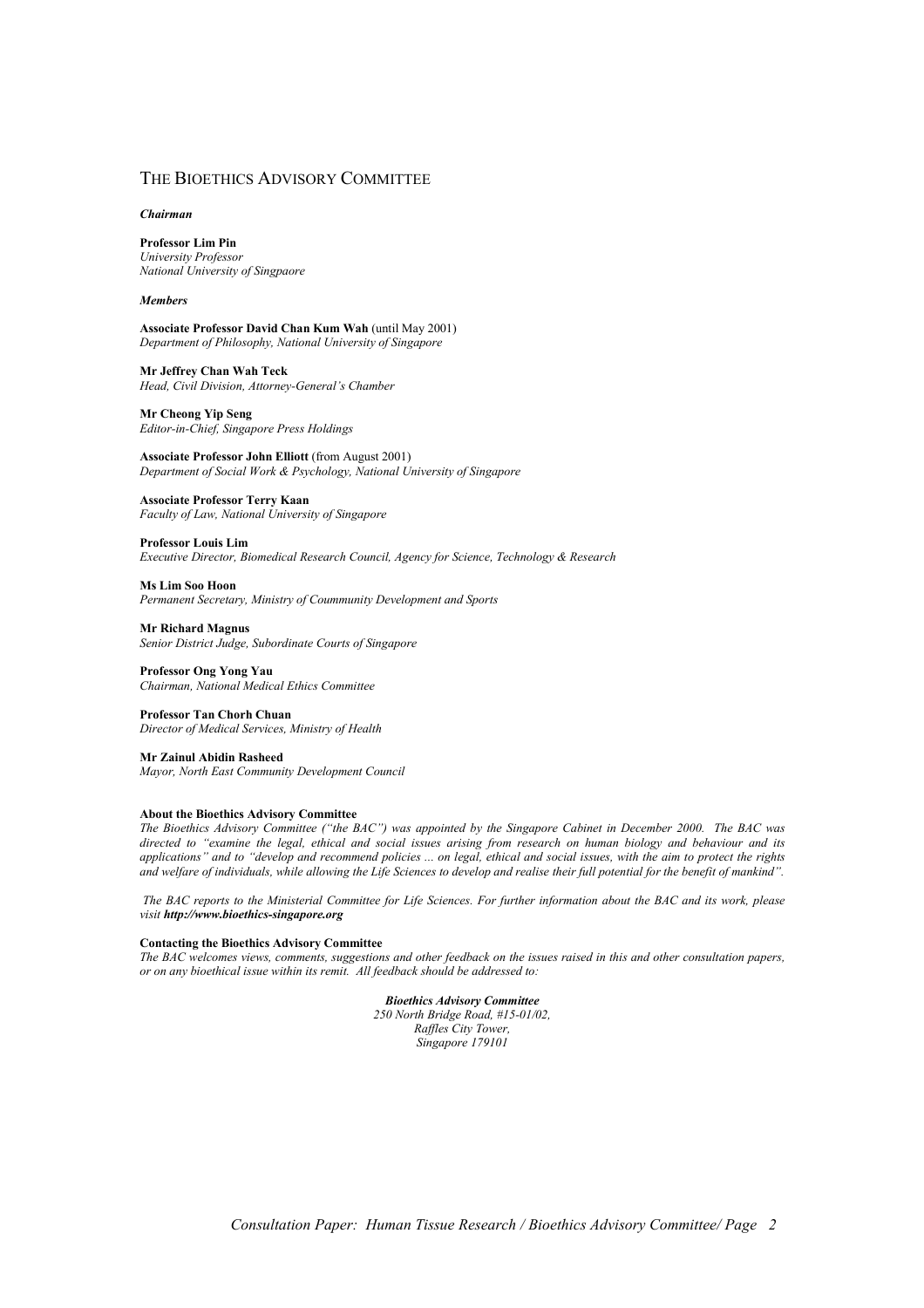# THE BIOETHICS ADVISORY COMMITTEE

***Chairman***

**Professor Lim Pin**
*University Professor*
*National University of Singpaore*

***Members***

**Associate Professor David Chan Kum Wah** (until May 2001)
*Department of Philosophy, National University of Singapore*

**Mr Jeffrey Chan Wah Teck**
*Head, Civil Division, Attorney-General's Chamber*

**Mr Cheong Yip Seng**
*Editor-in-Chief, Singapore Press Holdings*

**Associate Professor John Elliott** (from August 2001)
*Department of Social Work & Psychology, National University of Singapore*

**Associate Professor Terry Kaan**
*Faculty of Law, National University of Singapore*

**Professor Louis Lim**
*Executive Director, Biomedical Research Council, Agency for Science, Technology & Research*

**Ms Lim Soo Hoon**
*Permanent Secretary, Ministry of Coummunity Development and Sports*

**Mr Richard Magnus**
*Senior District Judge, Subordinate Courts of Singapore*

**Professor Ong Yong Yau**
*Chairman, National Medical Ethics Committee*

**Professor Tan Chorh Chuan**
*Director of Medical Services, Ministry of Health*

**Mr Zainul Abidin Rasheed**
*Mayor, North East Community Development Council*

**About the Bioethics Advisory Committee**

*The Bioethics Advisory Committee ("the BAC") was appointed by the Singapore Cabinet in December 2000. The BAC was directed to "examine the legal, ethical and social issues arising from research on human biology and behaviour and its applications" and to "develop and recommend policies ... on legal, ethical and social issues, with the aim to protect the rights and welfare of individuals, while allowing the Life Sciences to develop and realise their full potential for the benefit of mankind".*

*The BAC reports to the Ministerial Committee for Life Sciences. For further information about the BAC and its work, please visit **http://www.bioethics-singapore.org***

**Contacting the Bioethics Advisory Committee**

*The BAC welcomes views, comments, suggestions and other feedback on the issues raised in this and other consultation papers, or on any bioethical issue within its remit. All feedback should be addressed to:*

***Bioethics Advisory Committee***
*250 North Bridge Road, #15-01/02,*
*Raffles City Tower,*
*Singapore 179101*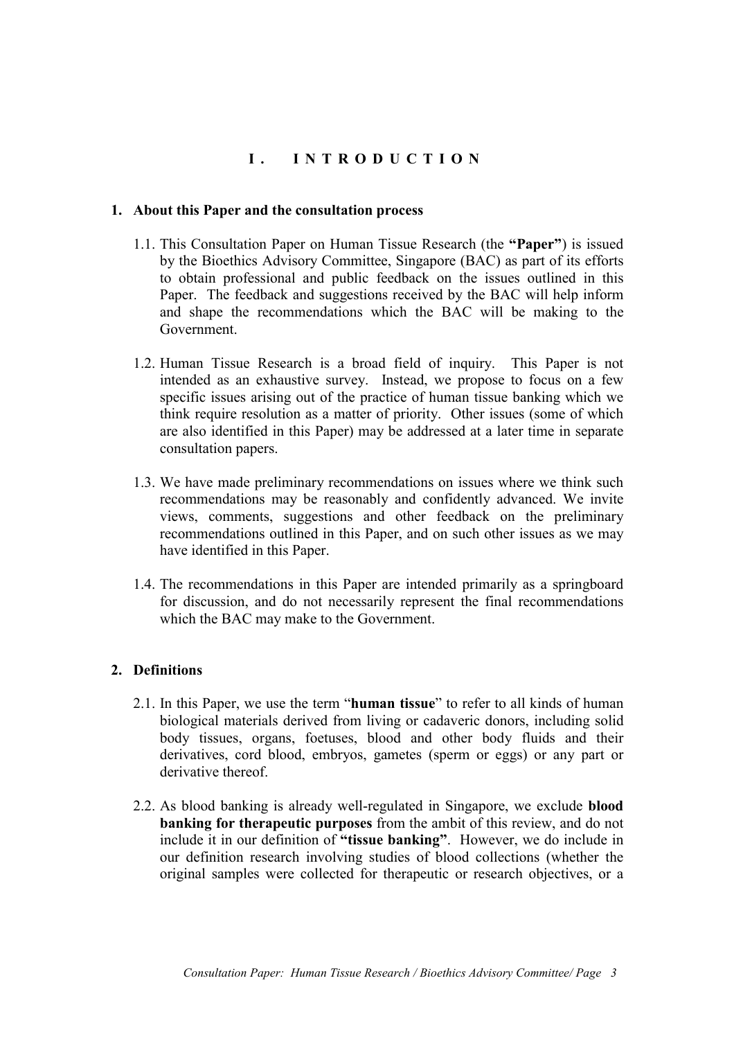# I. INTRODUCTION

## 1. About this Paper and the consultation process

1.1. This Consultation Paper on Human Tissue Research (the **"Paper"**) is issued by the Bioethics Advisory Committee, Singapore (BAC) as part of its efforts to obtain professional and public feedback on the issues outlined in this Paper. The feedback and suggestions received by the BAC will help inform and shape the recommendations which the BAC will be making to the Government.

1.2. Human Tissue Research is a broad field of inquiry. This Paper is not intended as an exhaustive survey. Instead, we propose to focus on a few specific issues arising out of the practice of human tissue banking which we think require resolution as a matter of priority. Other issues (some of which are also identified in this Paper) may be addressed at a later time in separate consultation papers.

1.3. We have made preliminary recommendations on issues where we think such recommendations may be reasonably and confidently advanced. We invite views, comments, suggestions and other feedback on the preliminary recommendations outlined in this Paper, and on such other issues as we may have identified in this Paper.

1.4. The recommendations in this Paper are intended primarily as a springboard for discussion, and do not necessarily represent the final recommendations which the BAC may make to the Government.

## 2. Definitions

2.1. In this Paper, we use the term "**human tissue**" to refer to all kinds of human biological materials derived from living or cadaveric donors, including solid body tissues, organs, foetuses, blood and other body fluids and their derivatives, cord blood, embryos, gametes (sperm or eggs) or any part or derivative thereof.

2.2. As blood banking is already well-regulated in Singapore, we exclude **blood banking for therapeutic purposes** from the ambit of this review, and do not include it in our definition of **"tissue banking"**. However, we do include in our definition research involving studies of blood collections (whether the original samples were collected for therapeutic or research objectives, or a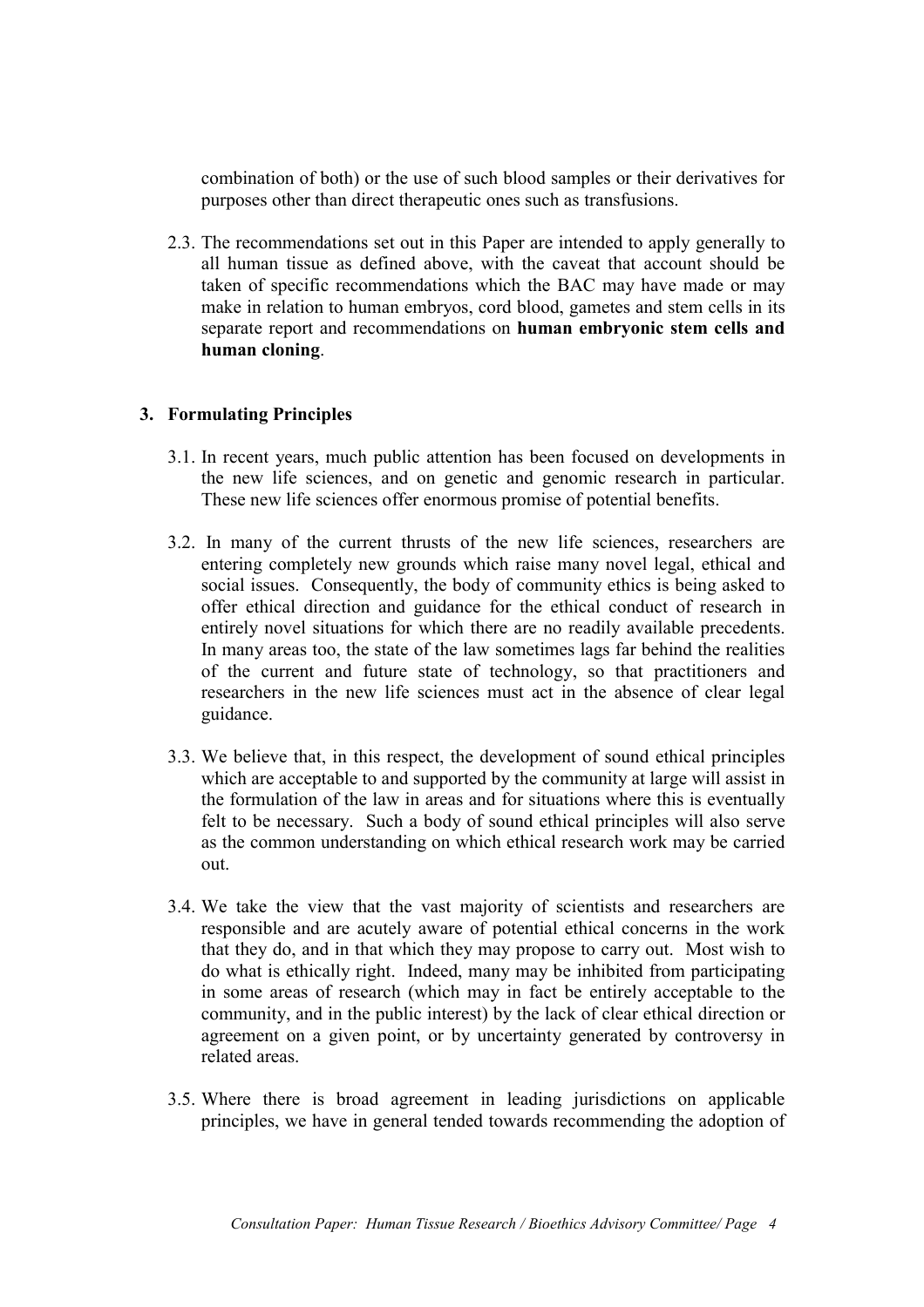combination of both) or the use of such blood samples or their derivatives for purposes other than direct therapeutic ones such as transfusions.

2.3. The recommendations set out in this Paper are intended to apply generally to all human tissue as defined above, with the caveat that account should be taken of specific recommendations which the BAC may have made or may make in relation to human embryos, cord blood, gametes and stem cells in its separate report and recommendations on **human embryonic stem cells and human cloning**.

## 3. Formulating Principles

3.1. In recent years, much public attention has been focused on developments in the new life sciences, and on genetic and genomic research in particular. These new life sciences offer enormous promise of potential benefits.

3.2. In many of the current thrusts of the new life sciences, researchers are entering completely new grounds which raise many novel legal, ethical and social issues. Consequently, the body of community ethics is being asked to offer ethical direction and guidance for the ethical conduct of research in entirely novel situations for which there are no readily available precedents. In many areas too, the state of the law sometimes lags far behind the realities of the current and future state of technology, so that practitioners and researchers in the new life sciences must act in the absence of clear legal guidance.

3.3. We believe that, in this respect, the development of sound ethical principles which are acceptable to and supported by the community at large will assist in the formulation of the law in areas and for situations where this is eventually felt to be necessary. Such a body of sound ethical principles will also serve as the common understanding on which ethical research work may be carried out.

3.4. We take the view that the vast majority of scientists and researchers are responsible and are acutely aware of potential ethical concerns in the work that they do, and in that which they may propose to carry out. Most wish to do what is ethically right. Indeed, many may be inhibited from participating in some areas of research (which may in fact be entirely acceptable to the community, and in the public interest) by the lack of clear ethical direction or agreement on a given point, or by uncertainty generated by controversy in related areas.

3.5. Where there is broad agreement in leading jurisdictions on applicable principles, we have in general tended towards recommending the adoption of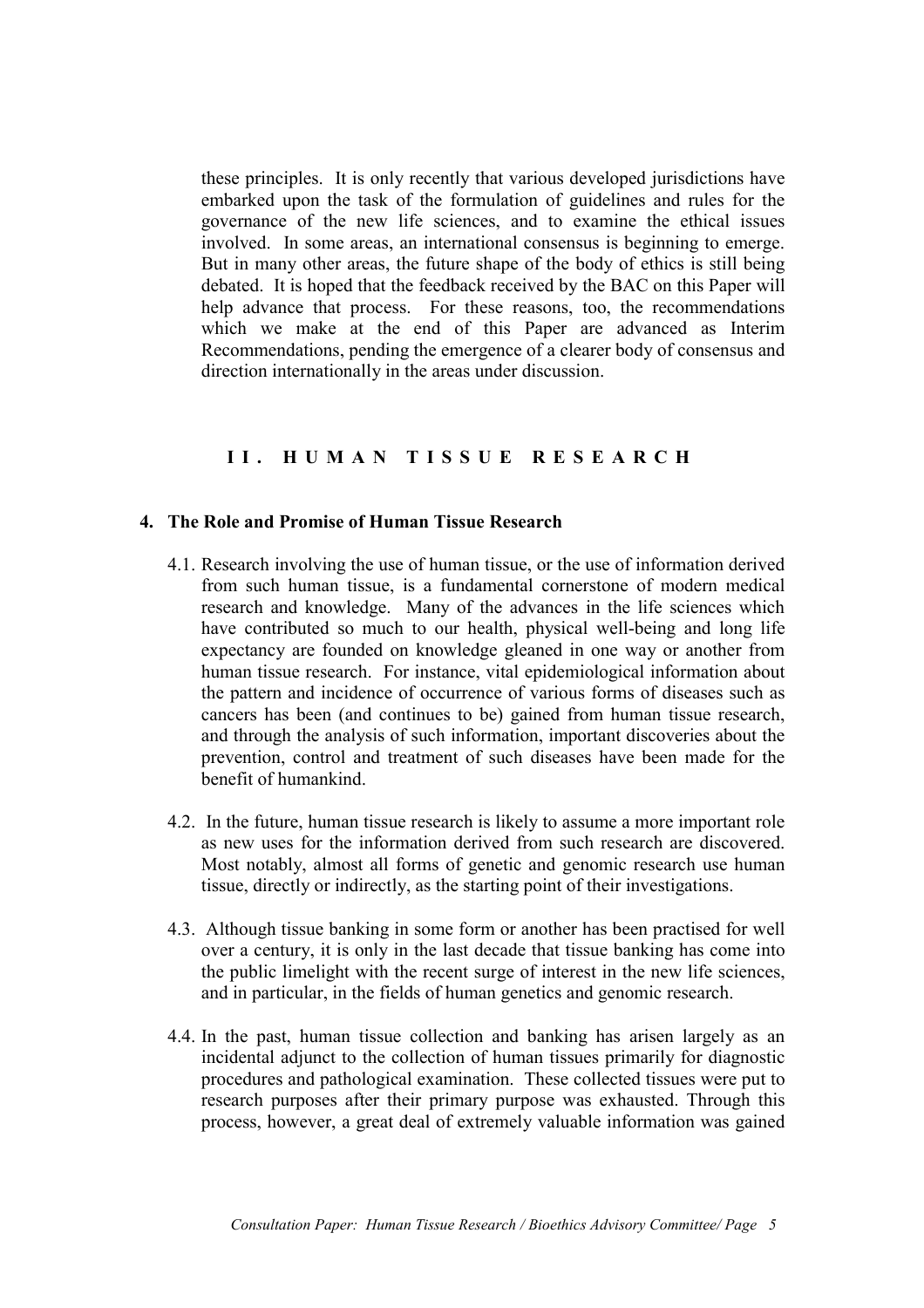these principles. It is only recently that various developed jurisdictions have embarked upon the task of the formulation of guidelines and rules for the governance of the new life sciences, and to examine the ethical issues involved. In some areas, an international consensus is beginning to emerge. But in many other areas, the future shape of the body of ethics is still being debated. It is hoped that the feedback received by the BAC on this Paper will help advance that process. For these reasons, too, the recommendations which we make at the end of this Paper are advanced as Interim Recommendations, pending the emergence of a clearer body of consensus and direction internationally in the areas under discussion.

## II. HUMAN TISSUE RESEARCH

### 4. The Role and Promise of Human Tissue Research

4.1. Research involving the use of human tissue, or the use of information derived from such human tissue, is a fundamental cornerstone of modern medical research and knowledge. Many of the advances in the life sciences which have contributed so much to our health, physical well-being and long life expectancy are founded on knowledge gleaned in one way or another from human tissue research. For instance, vital epidemiological information about the pattern and incidence of occurrence of various forms of diseases such as cancers has been (and continues to be) gained from human tissue research, and through the analysis of such information, important discoveries about the prevention, control and treatment of such diseases have been made for the benefit of humankind.

4.2. In the future, human tissue research is likely to assume a more important role as new uses for the information derived from such research are discovered. Most notably, almost all forms of genetic and genomic research use human tissue, directly or indirectly, as the starting point of their investigations.

4.3. Although tissue banking in some form or another has been practised for well over a century, it is only in the last decade that tissue banking has come into the public limelight with the recent surge of interest in the new life sciences, and in particular, in the fields of human genetics and genomic research.

4.4. In the past, human tissue collection and banking has arisen largely as an incidental adjunct to the collection of human tissues primarily for diagnostic procedures and pathological examination. These collected tissues were put to research purposes after their primary purpose was exhausted. Through this process, however, a great deal of extremely valuable information was gained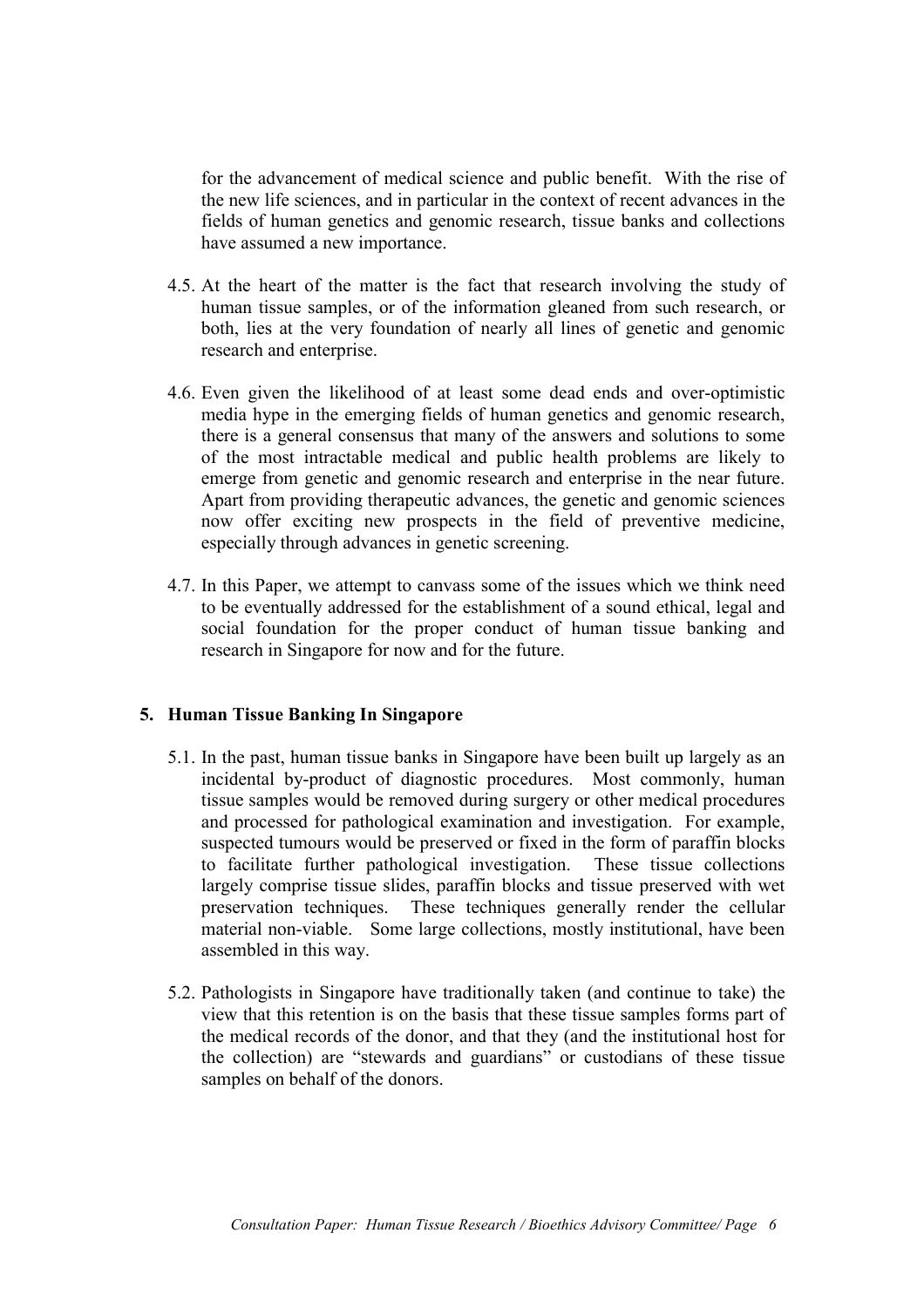for the advancement of medical science and public benefit. With the rise of the new life sciences, and in particular in the context of recent advances in the fields of human genetics and genomic research, tissue banks and collections have assumed a new importance.

4.5. At the heart of the matter is the fact that research involving the study of human tissue samples, or of the information gleaned from such research, or both, lies at the very foundation of nearly all lines of genetic and genomic research and enterprise.

4.6. Even given the likelihood of at least some dead ends and over-optimistic media hype in the emerging fields of human genetics and genomic research, there is a general consensus that many of the answers and solutions to some of the most intractable medical and public health problems are likely to emerge from genetic and genomic research and enterprise in the near future. Apart from providing therapeutic advances, the genetic and genomic sciences now offer exciting new prospects in the field of preventive medicine, especially through advances in genetic screening.

4.7. In this Paper, we attempt to canvass some of the issues which we think need to be eventually addressed for the establishment of a sound ethical, legal and social foundation for the proper conduct of human tissue banking and research in Singapore for now and for the future.

## 5. Human Tissue Banking In Singapore

5.1. In the past, human tissue banks in Singapore have been built up largely as an incidental by-product of diagnostic procedures. Most commonly, human tissue samples would be removed during surgery or other medical procedures and processed for pathological examination and investigation. For example, suspected tumours would be preserved or fixed in the form of paraffin blocks to facilitate further pathological investigation. These tissue collections largely comprise tissue slides, paraffin blocks and tissue preserved with wet preservation techniques. These techniques generally render the cellular material non-viable. Some large collections, mostly institutional, have been assembled in this way.

5.2. Pathologists in Singapore have traditionally taken (and continue to take) the view that this retention is on the basis that these tissue samples forms part of the medical records of the donor, and that they (and the institutional host for the collection) are "stewards and guardians" or custodians of these tissue samples on behalf of the donors.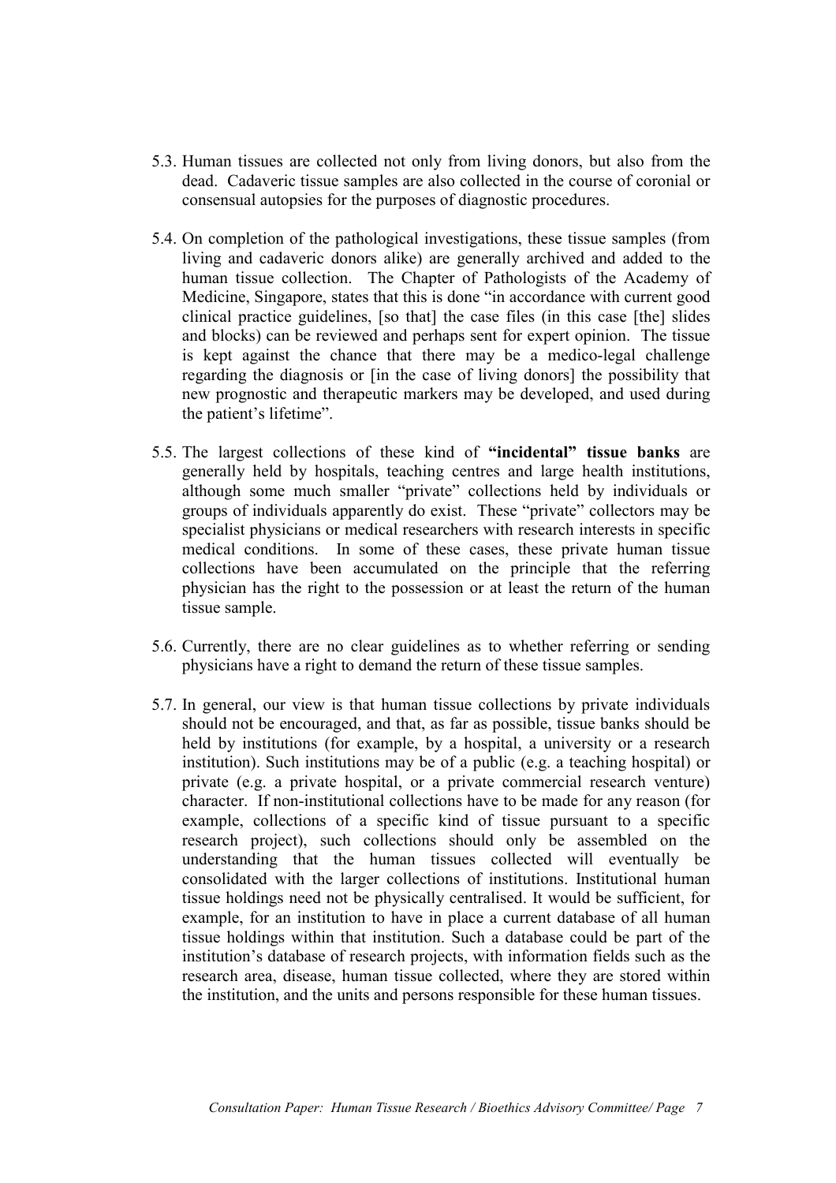5.3. Human tissues are collected not only from living donors, but also from the dead. Cadaveric tissue samples are also collected in the course of coronial or consensual autopsies for the purposes of diagnostic procedures.

5.4. On completion of the pathological investigations, these tissue samples (from living and cadaveric donors alike) are generally archived and added to the human tissue collection. The Chapter of Pathologists of the Academy of Medicine, Singapore, states that this is done "in accordance with current good clinical practice guidelines, [so that] the case files (in this case [the] slides and blocks) can be reviewed and perhaps sent for expert opinion. The tissue is kept against the chance that there may be a medico-legal challenge regarding the diagnosis or [in the case of living donors] the possibility that new prognostic and therapeutic markers may be developed, and used during the patient's lifetime".

5.5. The largest collections of these kind of **"incidental" tissue banks** are generally held by hospitals, teaching centres and large health institutions, although some much smaller "private" collections held by individuals or groups of individuals apparently do exist. These "private" collectors may be specialist physicians or medical researchers with research interests in specific medical conditions. In some of these cases, these private human tissue collections have been accumulated on the principle that the referring physician has the right to the possession or at least the return of the human tissue sample.

5.6. Currently, there are no clear guidelines as to whether referring or sending physicians have a right to demand the return of these tissue samples.

5.7. In general, our view is that human tissue collections by private individuals should not be encouraged, and that, as far as possible, tissue banks should be held by institutions (for example, by a hospital, a university or a research institution). Such institutions may be of a public (e.g. a teaching hospital) or private (e.g. a private hospital, or a private commercial research venture) character. If non-institutional collections have to be made for any reason (for example, collections of a specific kind of tissue pursuant to a specific research project), such collections should only be assembled on the understanding that the human tissues collected will eventually be consolidated with the larger collections of institutions. Institutional human tissue holdings need not be physically centralised. It would be sufficient, for example, for an institution to have in place a current database of all human tissue holdings within that institution. Such a database could be part of the institution's database of research projects, with information fields such as the research area, disease, human tissue collected, where they are stored within the institution, and the units and persons responsible for these human tissues.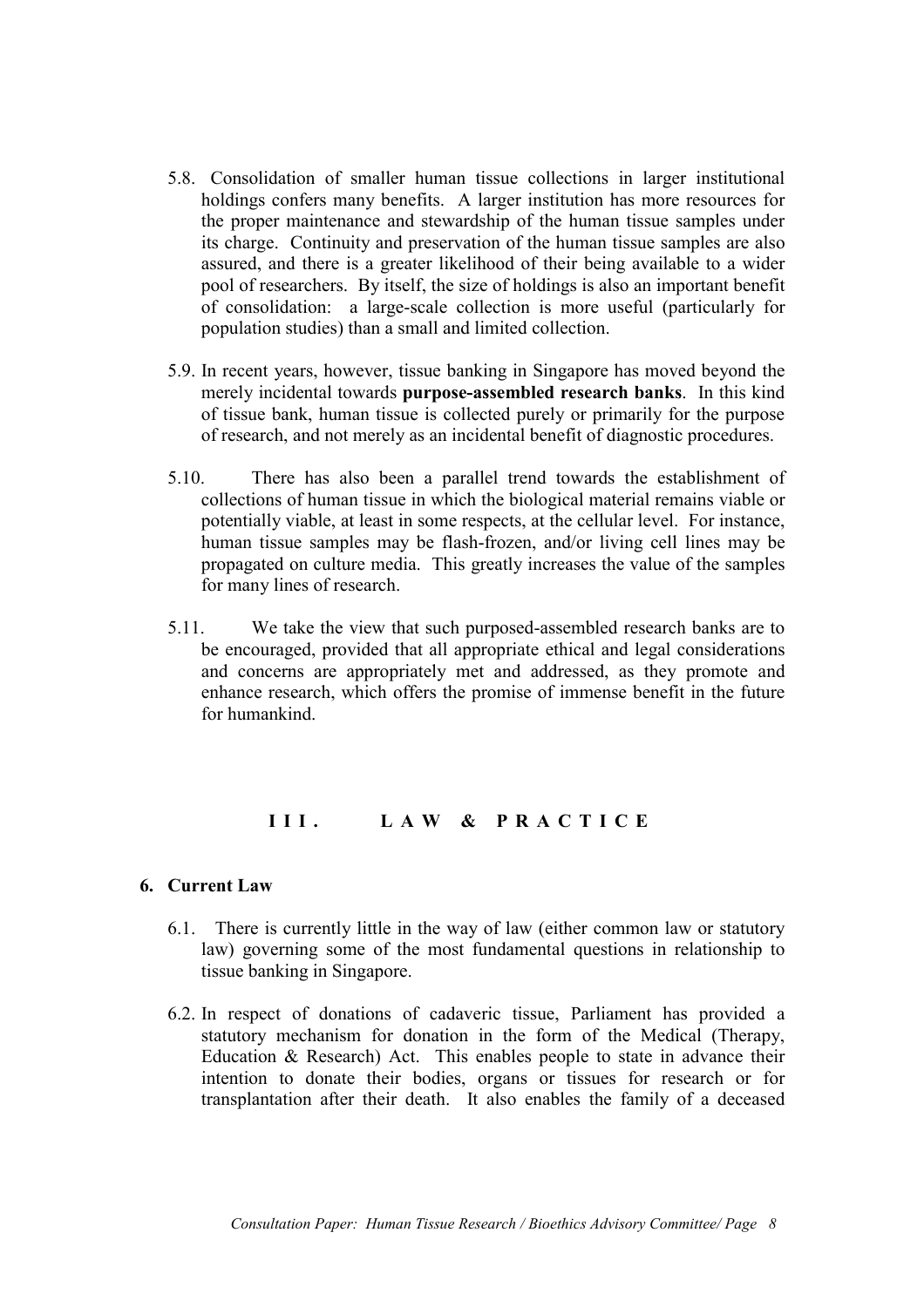5.8. Consolidation of smaller human tissue collections in larger institutional holdings confers many benefits. A larger institution has more resources for the proper maintenance and stewardship of the human tissue samples under its charge. Continuity and preservation of the human tissue samples are also assured, and there is a greater likelihood of their being available to a wider pool of researchers. By itself, the size of holdings is also an important benefit of consolidation: a large-scale collection is more useful (particularly for population studies) than a small and limited collection.

5.9. In recent years, however, tissue banking in Singapore has moved beyond the merely incidental towards **purpose-assembled research banks**. In this kind of tissue bank, human tissue is collected purely or primarily for the purpose of research, and not merely as an incidental benefit of diagnostic procedures.

5.10. There has also been a parallel trend towards the establishment of collections of human tissue in which the biological material remains viable or potentially viable, at least in some respects, at the cellular level. For instance, human tissue samples may be flash-frozen, and/or living cell lines may be propagated on culture media. This greatly increases the value of the samples for many lines of research.

5.11. We take the view that such purposed-assembled research banks are to be encouraged, provided that all appropriate ethical and legal considerations and concerns are appropriately met and addressed, as they promote and enhance research, which offers the promise of immense benefit in the future for humankind.

## III. LAW & PRACTICE

### 6. Current Law

6.1. There is currently little in the way of law (either common law or statutory law) governing some of the most fundamental questions in relationship to tissue banking in Singapore.

6.2. In respect of donations of cadaveric tissue, Parliament has provided a statutory mechanism for donation in the form of the Medical (Therapy, Education & Research) Act. This enables people to state in advance their intention to donate their bodies, organs or tissues for research or for transplantation after their death. It also enables the family of a deceased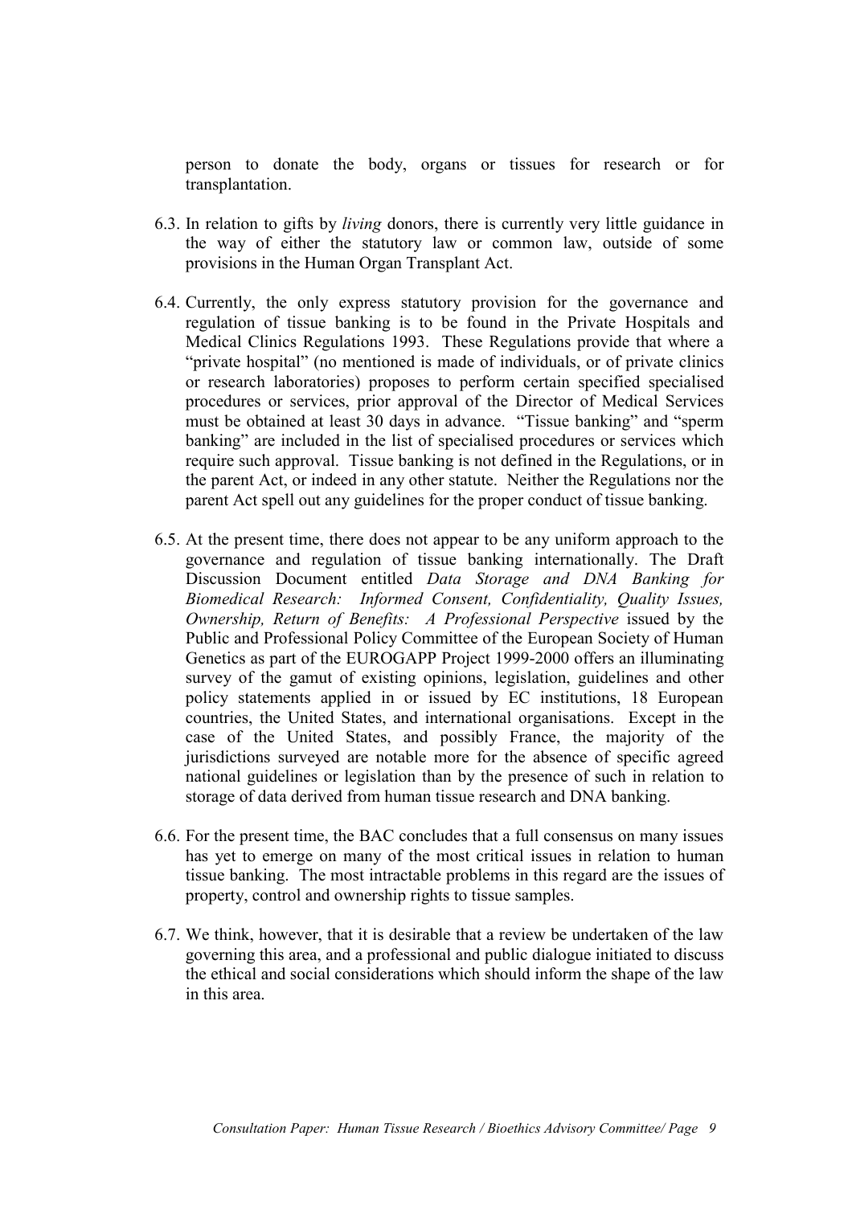person to donate the body, organs or tissues for research or for transplantation.

6.3. In relation to gifts by *living* donors, there is currently very little guidance in the way of either the statutory law or common law, outside of some provisions in the Human Organ Transplant Act.

6.4. Currently, the only express statutory provision for the governance and regulation of tissue banking is to be found in the Private Hospitals and Medical Clinics Regulations 1993. These Regulations provide that where a "private hospital" (no mentioned is made of individuals, or of private clinics or research laboratories) proposes to perform certain specified specialised procedures or services, prior approval of the Director of Medical Services must be obtained at least 30 days in advance. "Tissue banking" and "sperm banking" are included in the list of specialised procedures or services which require such approval. Tissue banking is not defined in the Regulations, or in the parent Act, or indeed in any other statute. Neither the Regulations nor the parent Act spell out any guidelines for the proper conduct of tissue banking.

6.5. At the present time, there does not appear to be any uniform approach to the governance and regulation of tissue banking internationally. The Draft Discussion Document entitled *Data Storage and DNA Banking for Biomedical Research: Informed Consent, Confidentiality, Quality Issues, Ownership, Return of Benefits: A Professional Perspective* issued by the Public and Professional Policy Committee of the European Society of Human Genetics as part of the EUROGAPP Project 1999-2000 offers an illuminating survey of the gamut of existing opinions, legislation, guidelines and other policy statements applied in or issued by EC institutions, 18 European countries, the United States, and international organisations. Except in the case of the United States, and possibly France, the majority of the jurisdictions surveyed are notable more for the absence of specific agreed national guidelines or legislation than by the presence of such in relation to storage of data derived from human tissue research and DNA banking.

6.6. For the present time, the BAC concludes that a full consensus on many issues has yet to emerge on many of the most critical issues in relation to human tissue banking. The most intractable problems in this regard are the issues of property, control and ownership rights to tissue samples.

6.7. We think, however, that it is desirable that a review be undertaken of the law governing this area, and a professional and public dialogue initiated to discuss the ethical and social considerations which should inform the shape of the law in this area.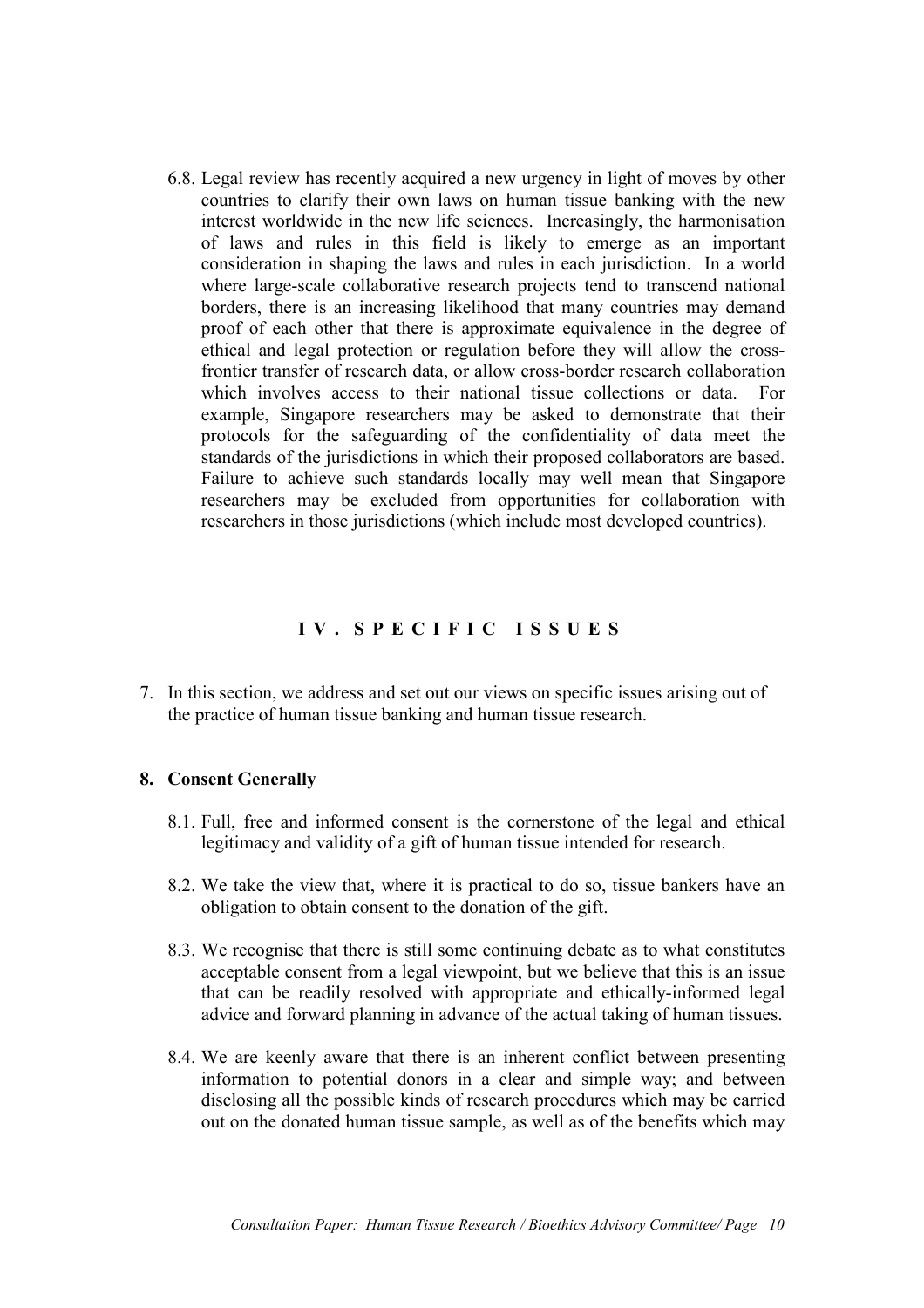6.8. Legal review has recently acquired a new urgency in light of moves by other countries to clarify their own laws on human tissue banking with the new interest worldwide in the new life sciences. Increasingly, the harmonisation of laws and rules in this field is likely to emerge as an important consideration in shaping the laws and rules in each jurisdiction. In a world where large-scale collaborative research projects tend to transcend national borders, there is an increasing likelihood that many countries may demand proof of each other that there is approximate equivalence in the degree of ethical and legal protection or regulation before they will allow the cross-frontier transfer of research data, or allow cross-border research collaboration which involves access to their national tissue collections or data. For example, Singapore researchers may be asked to demonstrate that their protocols for the safeguarding of the confidentiality of data meet the standards of the jurisdictions in which their proposed collaborators are based. Failure to achieve such standards locally may well mean that Singapore researchers may be excluded from opportunities for collaboration with researchers in those jurisdictions (which include most developed countries).

## IV. SPECIFIC ISSUES

7. In this section, we address and set out our views on specific issues arising out of the practice of human tissue banking and human tissue research.

### 8. Consent Generally

8.1. Full, free and informed consent is the cornerstone of the legal and ethical legitimacy and validity of a gift of human tissue intended for research.

8.2. We take the view that, where it is practical to do so, tissue bankers have an obligation to obtain consent to the donation of the gift.

8.3. We recognise that there is still some continuing debate as to what constitutes acceptable consent from a legal viewpoint, but we believe that this is an issue that can be readily resolved with appropriate and ethically-informed legal advice and forward planning in advance of the actual taking of human tissues.

8.4. We are keenly aware that there is an inherent conflict between presenting information to potential donors in a clear and simple way; and between disclosing all the possible kinds of research procedures which may be carried out on the donated human tissue sample, as well as of the benefits which may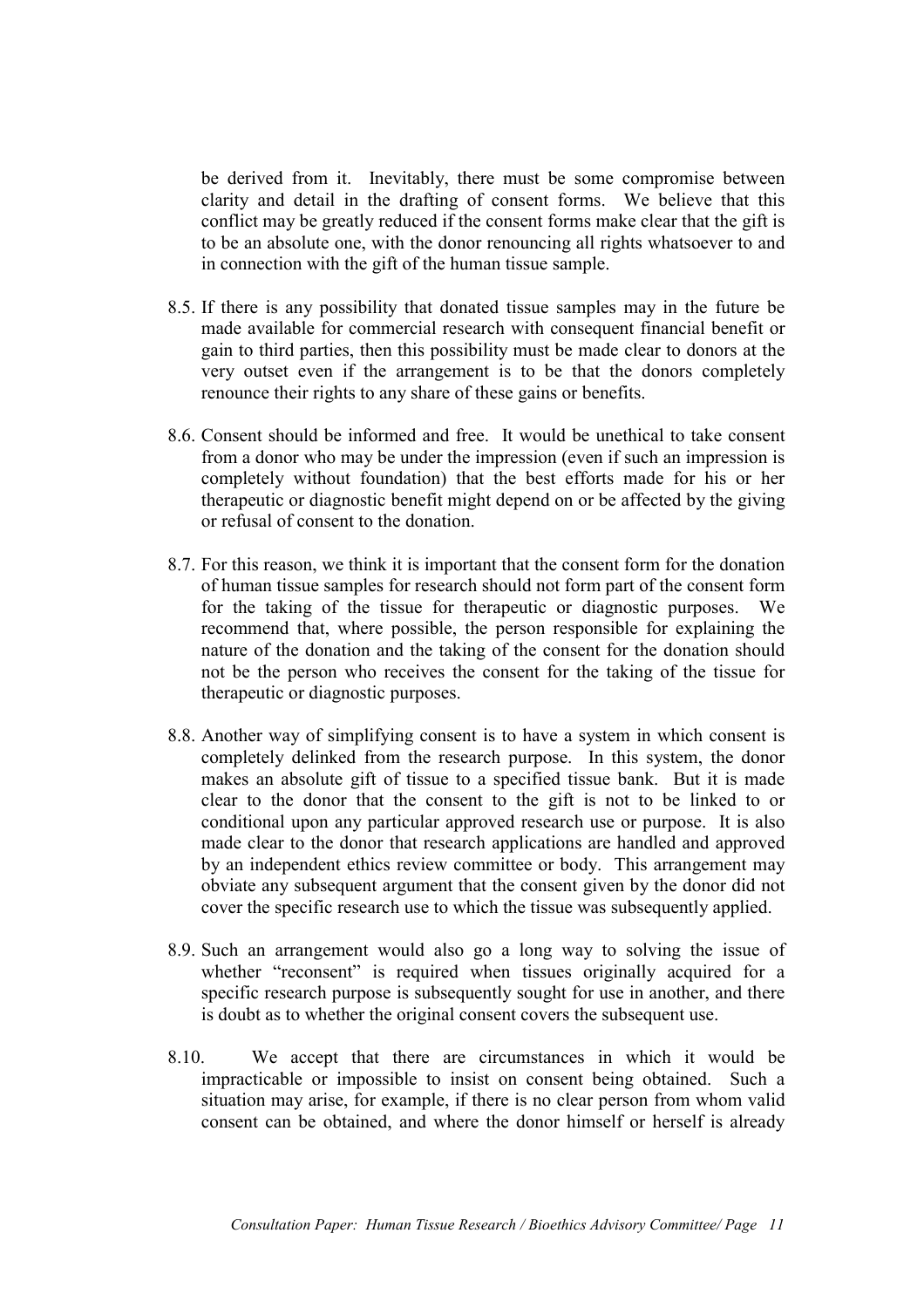be derived from it. Inevitably, there must be some compromise between clarity and detail in the drafting of consent forms. We believe that this conflict may be greatly reduced if the consent forms make clear that the gift is to be an absolute one, with the donor renouncing all rights whatsoever to and in connection with the gift of the human tissue sample.

8.5. If there is any possibility that donated tissue samples may in the future be made available for commercial research with consequent financial benefit or gain to third parties, then this possibility must be made clear to donors at the very outset even if the arrangement is to be that the donors completely renounce their rights to any share of these gains or benefits.

8.6. Consent should be informed and free. It would be unethical to take consent from a donor who may be under the impression (even if such an impression is completely without foundation) that the best efforts made for his or her therapeutic or diagnostic benefit might depend on or be affected by the giving or refusal of consent to the donation.

8.7. For this reason, we think it is important that the consent form for the donation of human tissue samples for research should not form part of the consent form for the taking of the tissue for therapeutic or diagnostic purposes. We recommend that, where possible, the person responsible for explaining the nature of the donation and the taking of the consent for the donation should not be the person who receives the consent for the taking of the tissue for therapeutic or diagnostic purposes.

8.8. Another way of simplifying consent is to have a system in which consent is completely delinked from the research purpose. In this system, the donor makes an absolute gift of tissue to a specified tissue bank. But it is made clear to the donor that the consent to the gift is not to be linked to or conditional upon any particular approved research use or purpose. It is also made clear to the donor that research applications are handled and approved by an independent ethics review committee or body. This arrangement may obviate any subsequent argument that the consent given by the donor did not cover the specific research use to which the tissue was subsequently applied.

8.9. Such an arrangement would also go a long way to solving the issue of whether "reconsent" is required when tissues originally acquired for a specific research purpose is subsequently sought for use in another, and there is doubt as to whether the original consent covers the subsequent use.

8.10. We accept that there are circumstances in which it would be impracticable or impossible to insist on consent being obtained. Such a situation may arise, for example, if there is no clear person from whom valid consent can be obtained, and where the donor himself or herself is already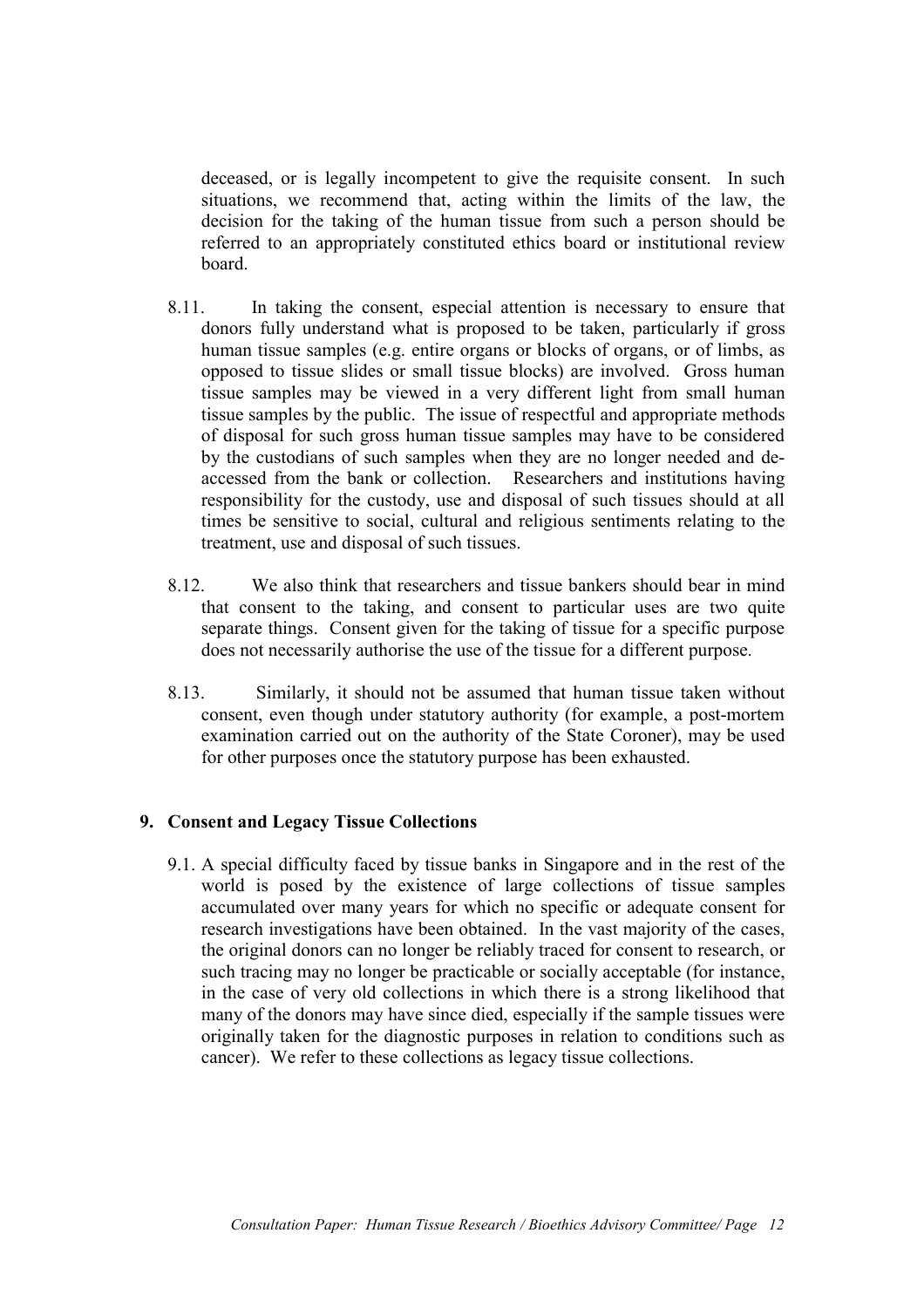deceased, or is legally incompetent to give the requisite consent. In such situations, we recommend that, acting within the limits of the law, the decision for the taking of the human tissue from such a person should be referred to an appropriately constituted ethics board or institutional review board.

8.11. In taking the consent, especial attention is necessary to ensure that donors fully understand what is proposed to be taken, particularly if gross human tissue samples (e.g. entire organs or blocks of organs, or of limbs, as opposed to tissue slides or small tissue blocks) are involved. Gross human tissue samples may be viewed in a very different light from small human tissue samples by the public. The issue of respectful and appropriate methods of disposal for such gross human tissue samples may have to be considered by the custodians of such samples when they are no longer needed and de-accessed from the bank or collection. Researchers and institutions having responsibility for the custody, use and disposal of such tissues should at all times be sensitive to social, cultural and religious sentiments relating to the treatment, use and disposal of such tissues.

8.12. We also think that researchers and tissue bankers should bear in mind that consent to the taking, and consent to particular uses are two quite separate things. Consent given for the taking of tissue for a specific purpose does not necessarily authorise the use of the tissue for a different purpose.

8.13. Similarly, it should not be assumed that human tissue taken without consent, even though under statutory authority (for example, a post-mortem examination carried out on the authority of the State Coroner), may be used for other purposes once the statutory purpose has been exhausted.

## 9. Consent and Legacy Tissue Collections

9.1. A special difficulty faced by tissue banks in Singapore and in the rest of the world is posed by the existence of large collections of tissue samples accumulated over many years for which no specific or adequate consent for research investigations have been obtained. In the vast majority of the cases, the original donors can no longer be reliably traced for consent to research, or such tracing may no longer be practicable or socially acceptable (for instance, in the case of very old collections in which there is a strong likelihood that many of the donors may have since died, especially if the sample tissues were originally taken for the diagnostic purposes in relation to conditions such as cancer). We refer to these collections as legacy tissue collections.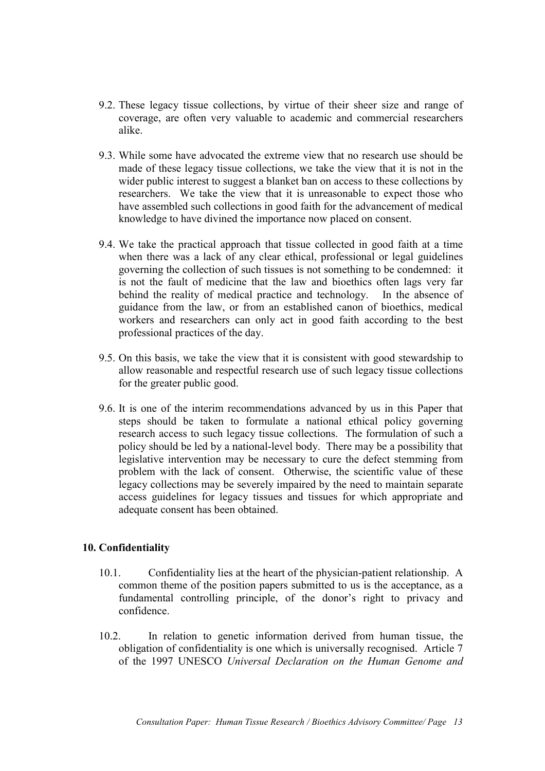9.2. These legacy tissue collections, by virtue of their sheer size and range of coverage, are often very valuable to academic and commercial researchers alike.

9.3. While some have advocated the extreme view that no research use should be made of these legacy tissue collections, we take the view that it is not in the wider public interest to suggest a blanket ban on access to these collections by researchers. We take the view that it is unreasonable to expect those who have assembled such collections in good faith for the advancement of medical knowledge to have divined the importance now placed on consent.

9.4. We take the practical approach that tissue collected in good faith at a time when there was a lack of any clear ethical, professional or legal guidelines governing the collection of such tissues is not something to be condemned: it is not the fault of medicine that the law and bioethics often lags very far behind the reality of medical practice and technology. In the absence of guidance from the law, or from an established canon of bioethics, medical workers and researchers can only act in good faith according to the best professional practices of the day.

9.5. On this basis, we take the view that it is consistent with good stewardship to allow reasonable and respectful research use of such legacy tissue collections for the greater public good.

9.6. It is one of the interim recommendations advanced by us in this Paper that steps should be taken to formulate a national ethical policy governing research access to such legacy tissue collections. The formulation of such a policy should be led by a national-level body. There may be a possibility that legislative intervention may be necessary to cure the defect stemming from problem with the lack of consent. Otherwise, the scientific value of these legacy collections may be severely impaired by the need to maintain separate access guidelines for legacy tissues and tissues for which appropriate and adequate consent has been obtained.

## 10. Confidentiality

10.1. Confidentiality lies at the heart of the physician-patient relationship. A common theme of the position papers submitted to us is the acceptance, as a fundamental controlling principle, of the donor's right to privacy and confidence.

10.2. In relation to genetic information derived from human tissue, the obligation of confidentiality is one which is universally recognised. Article 7 of the 1997 UNESCO *Universal Declaration on the Human Genome and*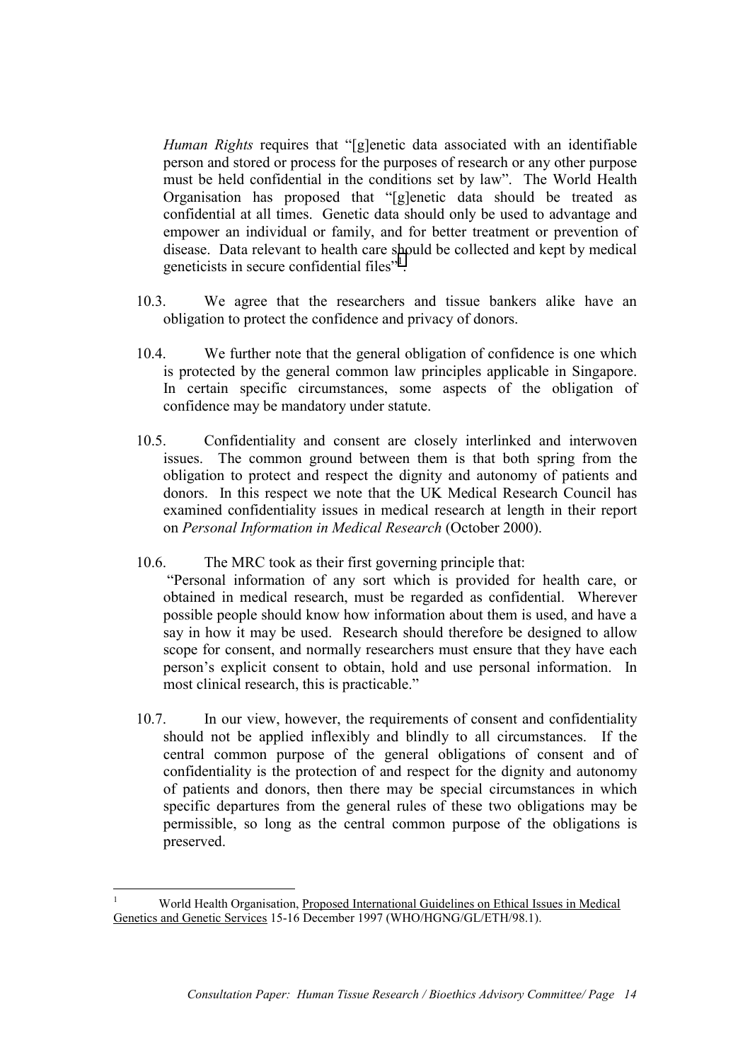*Human Rights* requires that "[g]enetic data associated with an identifiable person and stored or process for the purposes of research or any other purpose must be held confidential in the conditions set by law". The World Health Organisation has proposed that "[g]enetic data should be treated as confidential at all times. Genetic data should only be used to advantage and empower an individual or family, and for better treatment or prevention of disease. Data relevant to health care should be collected and kept by medical geneticists in secure confidential files"[1].

10.3. We agree that the researchers and tissue bankers alike have an obligation to protect the confidence and privacy of donors.

10.4. We further note that the general obligation of confidence is one which is protected by the general common law principles applicable in Singapore. In certain specific circumstances, some aspects of the obligation of confidence may be mandatory under statute.

10.5. Confidentiality and consent are closely interlinked and interwoven issues. The common ground between them is that both spring from the obligation to protect and respect the dignity and autonomy of patients and donors. In this respect we note that the UK Medical Research Council has examined confidentiality issues in medical research at length in their report on *Personal Information in Medical Research* (October 2000).

10.6. The MRC took as their first governing principle that:
"Personal information of any sort which is provided for health care, or obtained in medical research, must be regarded as confidential. Wherever possible people should know how information about them is used, and have a say in how it may be used. Research should therefore be designed to allow scope for consent, and normally researchers must ensure that they have each person's explicit consent to obtain, hold and use personal information. In most clinical research, this is practicable."

10.7. In our view, however, the requirements of consent and confidentiality should not be applied inflexibly and blindly to all circumstances. If the central common purpose of the general obligations of consent and of confidentiality is the protection of and respect for the dignity and autonomy of patients and donors, then there may be special circumstances in which specific departures from the general rules of these two obligations may be permissible, so long as the central common purpose of the obligations is preserved.

---

[1] World Health Organisation, Proposed International Guidelines on Ethical Issues in Medical Genetics and Genetic Services 15-16 December 1997 (WHO/HGNG/GL/ETH/98.1).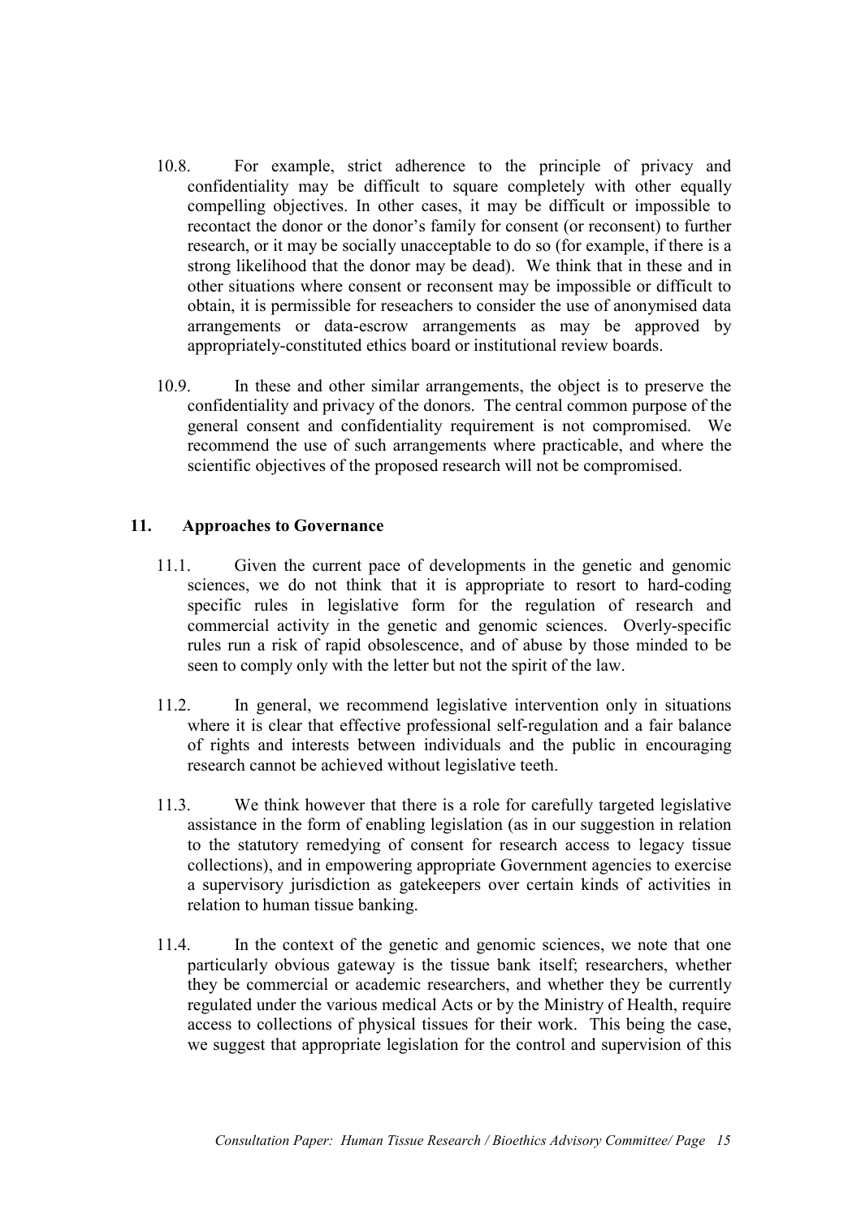10.8. For example, strict adherence to the principle of privacy and confidentiality may be difficult to square completely with other equally compelling objectives. In other cases, it may be difficult or impossible to recontact the donor or the donor's family for consent (or reconsent) to further research, or it may be socially unacceptable to do so (for example, if there is a strong likelihood that the donor may be dead). We think that in these and in other situations where consent or reconsent may be impossible or difficult to obtain, it is permissible for reseachers to consider the use of anonymised data arrangements or data-escrow arrangements as may be approved by appropriately-constituted ethics board or institutional review boards.

10.9. In these and other similar arrangements, the object is to preserve the confidentiality and privacy of the donors. The central common purpose of the general consent and confidentiality requirement is not compromised. We recommend the use of such arrangements where practicable, and where the scientific objectives of the proposed research will not be compromised.

## 11. Approaches to Governance

11.1. Given the current pace of developments in the genetic and genomic sciences, we do not think that it is appropriate to resort to hard-coding specific rules in legislative form for the regulation of research and commercial activity in the genetic and genomic sciences. Overly-specific rules run a risk of rapid obsolescence, and of abuse by those minded to be seen to comply only with the letter but not the spirit of the law.

11.2. In general, we recommend legislative intervention only in situations where it is clear that effective professional self-regulation and a fair balance of rights and interests between individuals and the public in encouraging research cannot be achieved without legislative teeth.

11.3. We think however that there is a role for carefully targeted legislative assistance in the form of enabling legislation (as in our suggestion in relation to the statutory remedying of consent for research access to legacy tissue collections), and in empowering appropriate Government agencies to exercise a supervisory jurisdiction as gatekeepers over certain kinds of activities in relation to human tissue banking.

11.4. In the context of the genetic and genomic sciences, we note that one particularly obvious gateway is the tissue bank itself; researchers, whether they be commercial or academic researchers, and whether they be currently regulated under the various medical Acts or by the Ministry of Health, require access to collections of physical tissues for their work. This being the case, we suggest that appropriate legislation for the control and supervision of this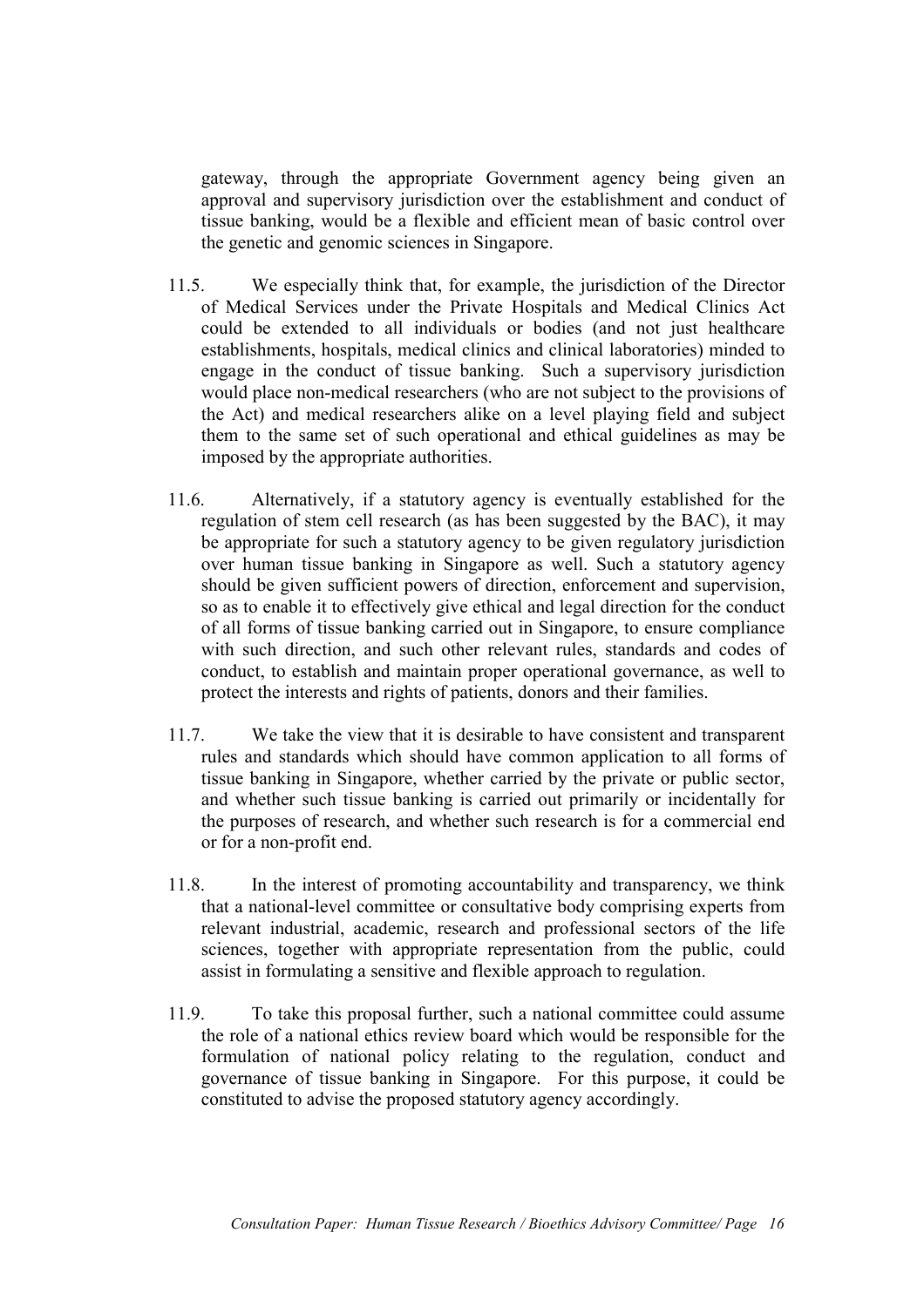gateway, through the appropriate Government agency being given an approval and supervisory jurisdiction over the establishment and conduct of tissue banking, would be a flexible and efficient mean of basic control over the genetic and genomic sciences in Singapore.

11.5. We especially think that, for example, the jurisdiction of the Director of Medical Services under the Private Hospitals and Medical Clinics Act could be extended to all individuals or bodies (and not just healthcare establishments, hospitals, medical clinics and clinical laboratories) minded to engage in the conduct of tissue banking. Such a supervisory jurisdiction would place non-medical researchers (who are not subject to the provisions of the Act) and medical researchers alike on a level playing field and subject them to the same set of such operational and ethical guidelines as may be imposed by the appropriate authorities.

11.6. Alternatively, if a statutory agency is eventually established for the regulation of stem cell research (as has been suggested by the BAC), it may be appropriate for such a statutory agency to be given regulatory jurisdiction over human tissue banking in Singapore as well. Such a statutory agency should be given sufficient powers of direction, enforcement and supervision, so as to enable it to effectively give ethical and legal direction for the conduct of all forms of tissue banking carried out in Singapore, to ensure compliance with such direction, and such other relevant rules, standards and codes of conduct, to establish and maintain proper operational governance, as well to protect the interests and rights of patients, donors and their families.

11.7. We take the view that it is desirable to have consistent and transparent rules and standards which should have common application to all forms of tissue banking in Singapore, whether carried by the private or public sector, and whether such tissue banking is carried out primarily or incidentally for the purposes of research, and whether such research is for a commercial end or for a non-profit end.

11.8. In the interest of promoting accountability and transparency, we think that a national-level committee or consultative body comprising experts from relevant industrial, academic, research and professional sectors of the life sciences, together with appropriate representation from the public, could assist in formulating a sensitive and flexible approach to regulation.

11.9. To take this proposal further, such a national committee could assume the role of a national ethics review board which would be responsible for the formulation of national policy relating to the regulation, conduct and governance of tissue banking in Singapore. For this purpose, it could be constituted to advise the proposed statutory agency accordingly.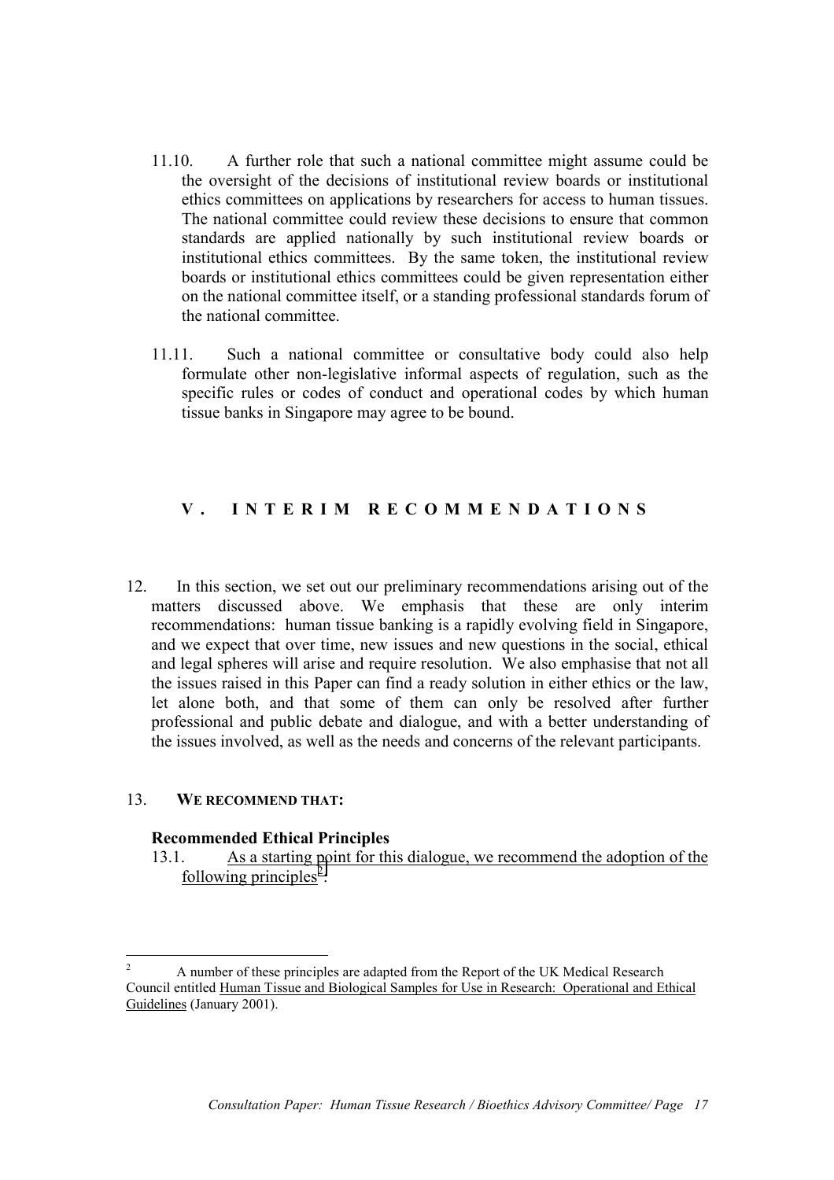11.10. A further role that such a national committee might assume could be the oversight of the decisions of institutional review boards or institutional ethics committees on applications by researchers for access to human tissues. The national committee could review these decisions to ensure that common standards are applied nationally by such institutional review boards or institutional ethics committees. By the same token, the institutional review boards or institutional ethics committees could be given representation either on the national committee itself, or a standing professional standards forum of the national committee.

11.11. Such a national committee or consultative body could also help formulate other non-legislative informal aspects of regulation, such as the specific rules or codes of conduct and operational codes by which human tissue banks in Singapore may agree to be bound.

## V. INTERIM RECOMMENDATIONS

12. In this section, we set out our preliminary recommendations arising out of the matters discussed above. We emphasis that these are only interim recommendations: human tissue banking is a rapidly evolving field in Singapore, and we expect that over time, new issues and new questions in the social, ethical and legal spheres will arise and require resolution. We also emphasise that not all the issues raised in this Paper can find a ready solution in either ethics or the law, let alone both, and that some of them can only be resolved after further professional and public debate and dialogue, and with a better understanding of the issues involved, as well as the needs and concerns of the relevant participants.

13. **WE RECOMMEND THAT:**

**Recommended Ethical Principles**

13.1. <u>As a starting point for this dialogue, we recommend the adoption of the following principles</u>[2]:

---

[2] A number of these principles are adapted from the Report of the UK Medical Research Council entitled <u>Human Tissue and Biological Samples for Use in Research: Operational and Ethical Guidelines</u> (January 2001).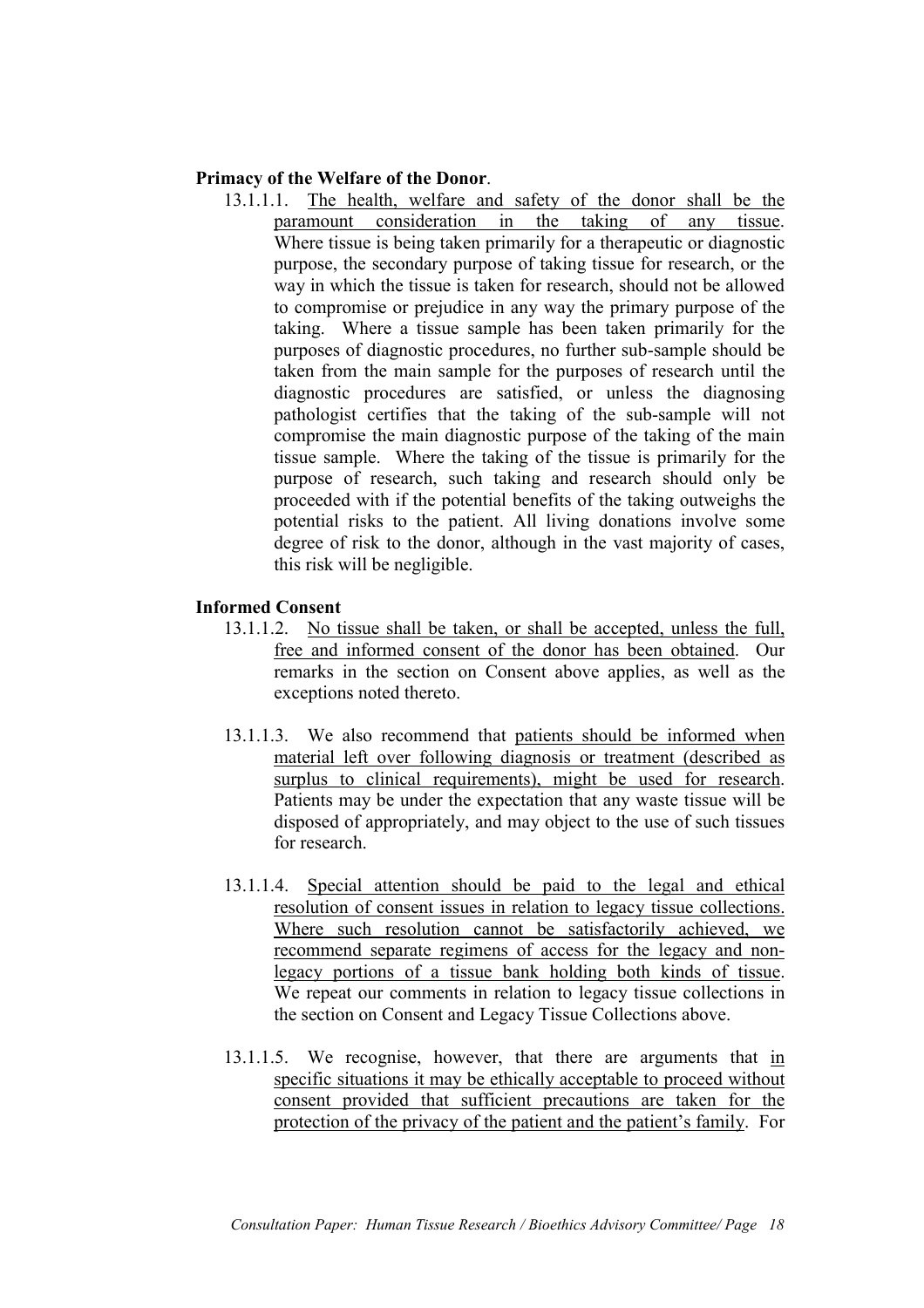**Primacy of the Welfare of the Donor**.

13.1.1.1. The health, welfare and safety of the donor shall be the paramount consideration in the taking of any tissue. Where tissue is being taken primarily for a therapeutic or diagnostic purpose, the secondary purpose of taking tissue for research, or the way in which the tissue is taken for research, should not be allowed to compromise or prejudice in any way the primary purpose of the taking. Where a tissue sample has been taken primarily for the purposes of diagnostic procedures, no further sub-sample should be taken from the main sample for the purposes of research until the diagnostic procedures are satisfied, or unless the diagnosing pathologist certifies that the taking of the sub-sample will not compromise the main diagnostic purpose of the taking of the main tissue sample. Where the taking of the tissue is primarily for the purpose of research, such taking and research should only be proceeded with if the potential benefits of the taking outweighs the potential risks to the patient. All living donations involve some degree of risk to the donor, although in the vast majority of cases, this risk will be negligible.

**Informed Consent**

13.1.1.2. No tissue shall be taken, or shall be accepted, unless the full, free and informed consent of the donor has been obtained. Our remarks in the section on Consent above applies, as well as the exceptions noted thereto.

13.1.1.3. We also recommend that patients should be informed when material left over following diagnosis or treatment (described as surplus to clinical requirements), might be used for research. Patients may be under the expectation that any waste tissue will be disposed of appropriately, and may object to the use of such tissues for research.

13.1.1.4. Special attention should be paid to the legal and ethical resolution of consent issues in relation to legacy tissue collections. Where such resolution cannot be satisfactorily achieved, we recommend separate regimens of access for the legacy and non-legacy portions of a tissue bank holding both kinds of tissue. We repeat our comments in relation to legacy tissue collections in the section on Consent and Legacy Tissue Collections above.

13.1.1.5. We recognise, however, that there are arguments that in specific situations it may be ethically acceptable to proceed without consent provided that sufficient precautions are taken for the protection of the privacy of the patient and the patient's family. For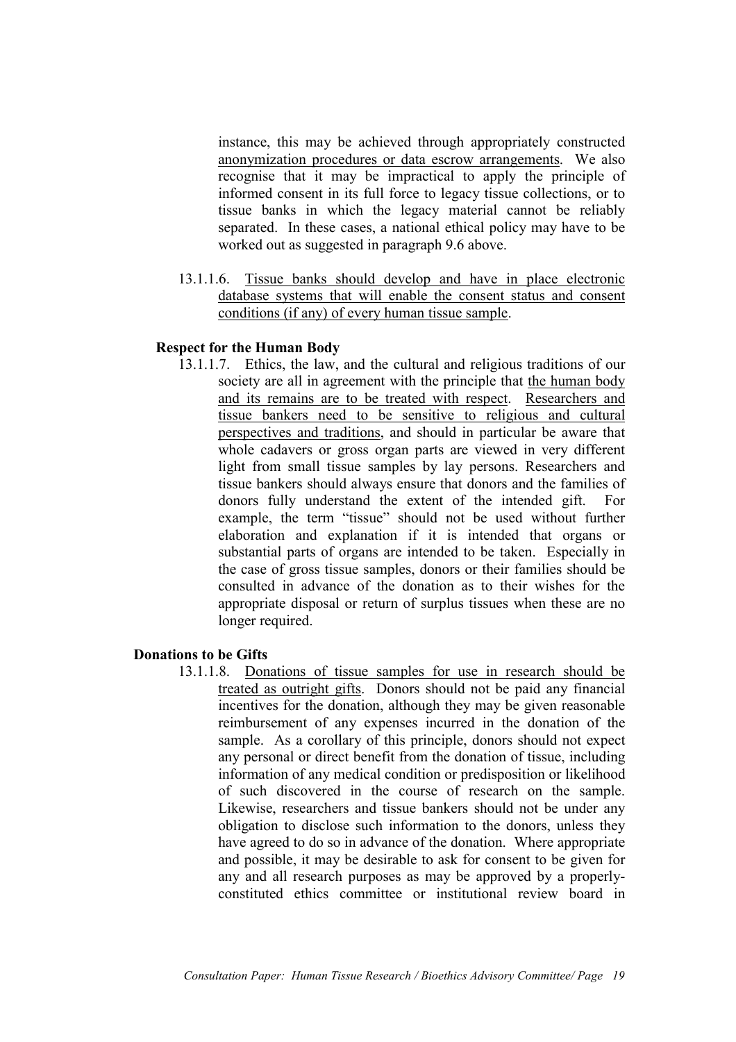instance, this may be achieved through appropriately constructed anonymization procedures or data escrow arrangements. We also recognise that it may be impractical to apply the principle of informed consent in its full force to legacy tissue collections, or to tissue banks in which the legacy material cannot be reliably separated. In these cases, a national ethical policy may have to be worked out as suggested in paragraph 9.6 above.

13.1.1.6. Tissue banks should develop and have in place electronic database systems that will enable the consent status and consent conditions (if any) of every human tissue sample.

**Respect for the Human Body**

13.1.1.7. Ethics, the law, and the cultural and religious traditions of our society are all in agreement with the principle that the human body and its remains are to be treated with respect. Researchers and tissue bankers need to be sensitive to religious and cultural perspectives and traditions, and should in particular be aware that whole cadavers or gross organ parts are viewed in very different light from small tissue samples by lay persons. Researchers and tissue bankers should always ensure that donors and the families of donors fully understand the extent of the intended gift. For example, the term "tissue" should not be used without further elaboration and explanation if it is intended that organs or substantial parts of organs are intended to be taken. Especially in the case of gross tissue samples, donors or their families should be consulted in advance of the donation as to their wishes for the appropriate disposal or return of surplus tissues when these are no longer required.

**Donations to be Gifts**

13.1.1.8. Donations of tissue samples for use in research should be treated as outright gifts. Donors should not be paid any financial incentives for the donation, although they may be given reasonable reimbursement of any expenses incurred in the donation of the sample. As a corollary of this principle, donors should not expect any personal or direct benefit from the donation of tissue, including information of any medical condition or predisposition or likelihood of such discovered in the course of research on the sample. Likewise, researchers and tissue bankers should not be under any obligation to disclose such information to the donors, unless they have agreed to do so in advance of the donation. Where appropriate and possible, it may be desirable to ask for consent to be given for any and all research purposes as may be approved by a properly-constituted ethics committee or institutional review board in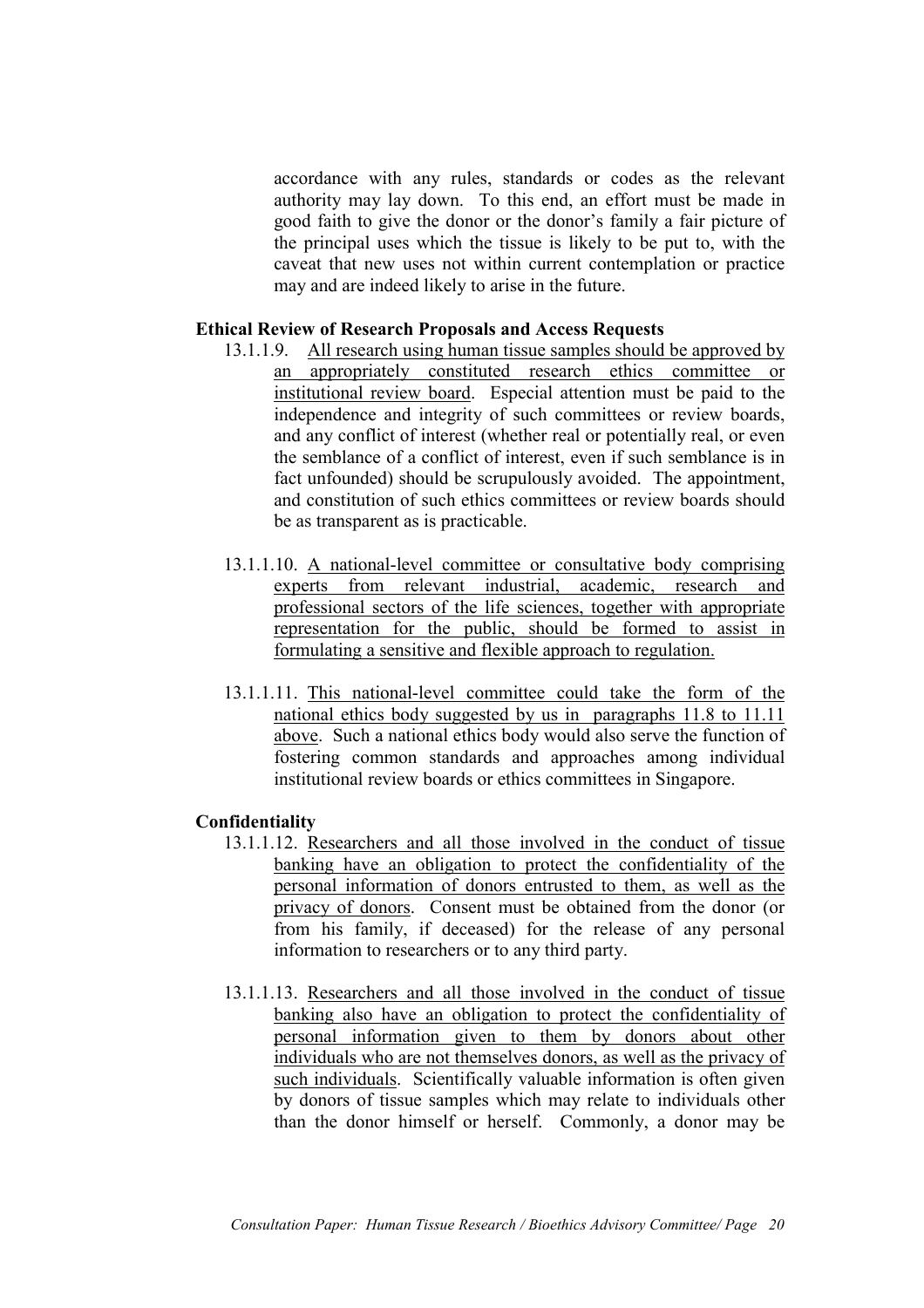accordance with any rules, standards or codes as the relevant authority may lay down. To this end, an effort must be made in good faith to give the donor or the donor's family a fair picture of the principal uses which the tissue is likely to be put to, with the caveat that new uses not within current contemplation or practice may and are indeed likely to arise in the future.

**Ethical Review of Research Proposals and Access Requests**

13.1.1.9. <u>All research using human tissue samples should be approved by an appropriately constituted research ethics committee or institutional review board</u>. Especial attention must be paid to the independence and integrity of such committees or review boards, and any conflict of interest (whether real or potentially real, or even the semblance of a conflict of interest, even if such semblance is in fact unfounded) should be scrupulously avoided. The appointment, and constitution of such ethics committees or review boards should be as transparent as is practicable.

13.1.1.10. <u>A national-level committee or consultative body comprising experts from relevant industrial, academic, research and professional sectors of the life sciences, together with appropriate representation for the public, should be formed to assist in formulating a sensitive and flexible approach to regulation.</u>

13.1.1.11. <u>This national-level committee could take the form of the national ethics body suggested by us in paragraphs 11.8 to 11.11 above</u>. Such a national ethics body would also serve the function of fostering common standards and approaches among individual institutional review boards or ethics committees in Singapore.

**Confidentiality**

13.1.1.12. <u>Researchers and all those involved in the conduct of tissue banking have an obligation to protect the confidentiality of the personal information of donors entrusted to them, as well as the privacy of donors</u>. Consent must be obtained from the donor (or from his family, if deceased) for the release of any personal information to researchers or to any third party.

13.1.1.13. <u>Researchers and all those involved in the conduct of tissue banking also have an obligation to protect the confidentiality of personal information given to them by donors about other individuals who are not themselves donors, as well as the privacy of such individuals</u>. Scientifically valuable information is often given by donors of tissue samples which may relate to individuals other than the donor himself or herself. Commonly, a donor may be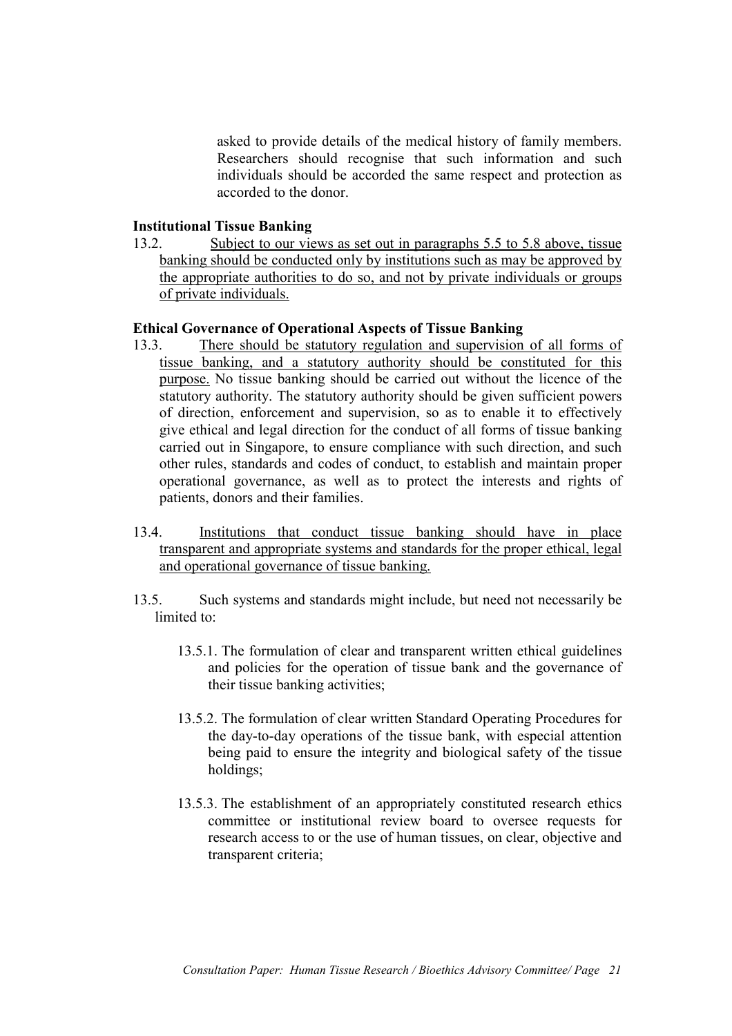asked to provide details of the medical history of family members. Researchers should recognise that such information and such individuals should be accorded the same respect and protection as accorded to the donor.

**Institutional Tissue Banking**

13.2. Subject to our views as set out in paragraphs 5.5 to 5.8 above, tissue banking should be conducted only by institutions such as may be approved by the appropriate authorities to do so, and not by private individuals or groups of private individuals.

**Ethical Governance of Operational Aspects of Tissue Banking**

13.3. There should be statutory regulation and supervision of all forms of tissue banking, and a statutory authority should be constituted for this purpose. No tissue banking should be carried out without the licence of the statutory authority. The statutory authority should be given sufficient powers of direction, enforcement and supervision, so as to enable it to effectively give ethical and legal direction for the conduct of all forms of tissue banking carried out in Singapore, to ensure compliance with such direction, and such other rules, standards and codes of conduct, to establish and maintain proper operational governance, as well as to protect the interests and rights of patients, donors and their families.

13.4. Institutions that conduct tissue banking should have in place transparent and appropriate systems and standards for the proper ethical, legal and operational governance of tissue banking.

13.5. Such systems and standards might include, but need not necessarily be limited to:

13.5.1. The formulation of clear and transparent written ethical guidelines and policies for the operation of tissue bank and the governance of their tissue banking activities;

13.5.2. The formulation of clear written Standard Operating Procedures for the day-to-day operations of the tissue bank, with especial attention being paid to ensure the integrity and biological safety of the tissue holdings;

13.5.3. The establishment of an appropriately constituted research ethics committee or institutional review board to oversee requests for research access to or the use of human tissues, on clear, objective and transparent criteria;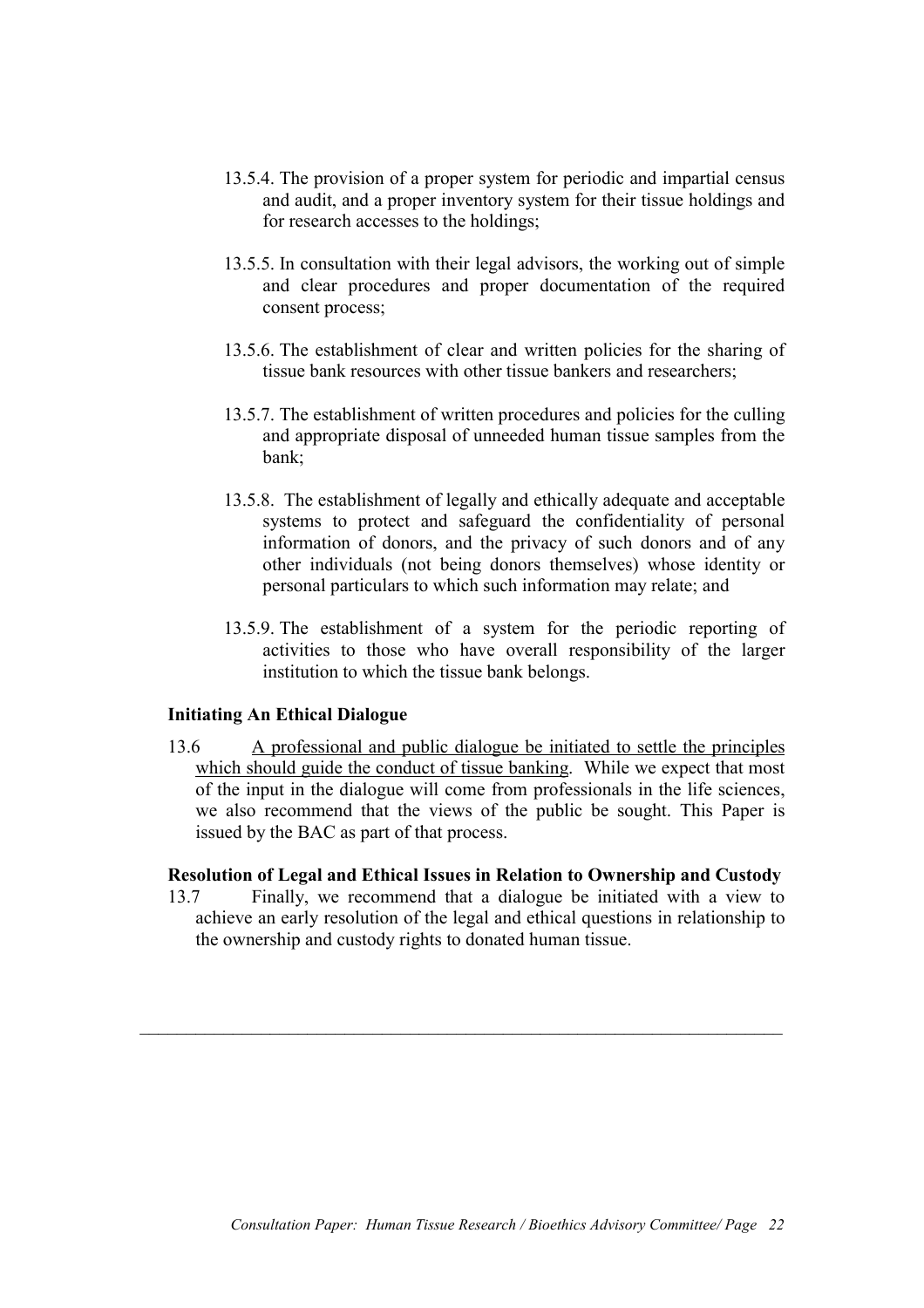13.5.4. The provision of a proper system for periodic and impartial census and audit, and a proper inventory system for their tissue holdings and for research accesses to the holdings;

13.5.5. In consultation with their legal advisors, the working out of simple and clear procedures and proper documentation of the required consent process;

13.5.6. The establishment of clear and written policies for the sharing of tissue bank resources with other tissue bankers and researchers;

13.5.7. The establishment of written procedures and policies for the culling and appropriate disposal of unneeded human tissue samples from the bank;

13.5.8. The establishment of legally and ethically adequate and acceptable systems to protect and safeguard the confidentiality of personal information of donors, and the privacy of such donors and of any other individuals (not being donors themselves) whose identity or personal particulars to which such information may relate; and

13.5.9. The establishment of a system for the periodic reporting of activities to those who have overall responsibility of the larger institution to which the tissue bank belongs.

**Initiating An Ethical Dialogue**

13.6 A professional and public dialogue be initiated to settle the principles which should guide the conduct of tissue banking. While we expect that most of the input in the dialogue will come from professionals in the life sciences, we also recommend that the views of the public be sought. This Paper is issued by the BAC as part of that process.

**Resolution of Legal and Ethical Issues in Relation to Ownership and Custody**

13.7 Finally, we recommend that a dialogue be initiated with a view to achieve an early resolution of the legal and ethical questions in relationship to the ownership and custody rights to donated human tissue.